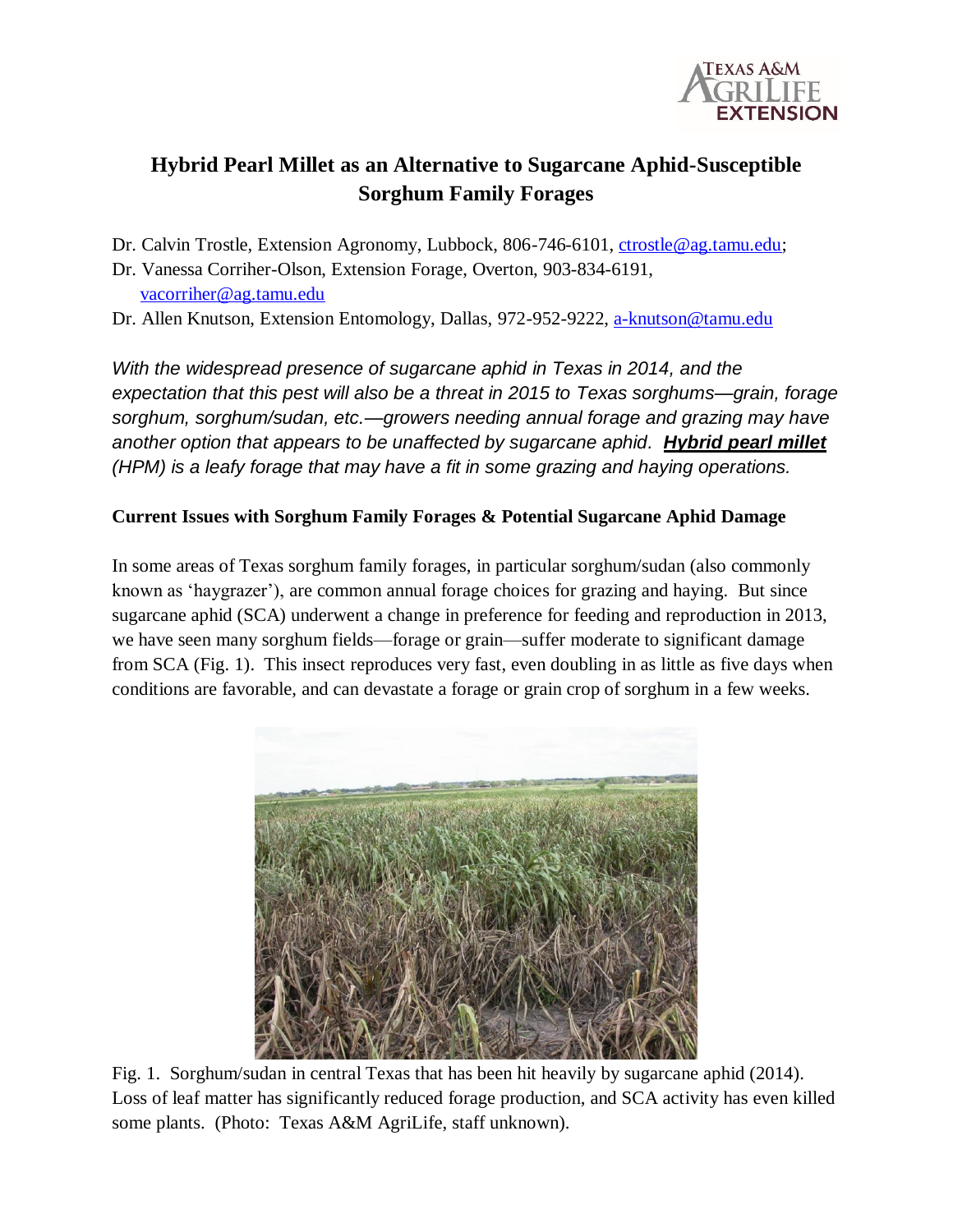# Hybrid Pearl Millet as an Alternative to Sugarcane Aphid-Susceptible Sorghum Family Forages

Dr. Calvin Trostle, Extension Agronomy, Lubbock, 806-746-6101, ctrostle@ag.tamu.edu;
Dr. Vanessa Corriher-Olson, Extension Forage, Overton, 903-834-6191, vacorriher@ag.tamu.edu
Dr. Allen Knutson, Extension Entomology, Dallas, 972-952-9222, a-knutson@tamu.edu

*With the widespread presence of sugarcane aphid in Texas in 2014, and the expectation that this pest will also be a threat in 2015 to Texas sorghums—grain, forage sorghum, sorghum/sudan, etc.—growers needing annual forage and grazing may have another option that appears to be unaffected by sugarcane aphid.* ***Hybrid pearl millet*** *(HPM) is a leafy forage that may have a fit in some grazing and haying operations.*

## Current Issues with Sorghum Family Forages & Potential Sugarcane Aphid Damage

In some areas of Texas sorghum family forages, in particular sorghum/sudan (also commonly known as 'haygrazer'), are common annual forage choices for grazing and haying. But since sugarcane aphid (SCA) underwent a change in preference for feeding and reproduction in 2013, we have seen many sorghum fields—forage or grain—suffer moderate to significant damage from SCA (Fig. 1). This insect reproduces very fast, even doubling in as little as five days when conditions are favorable, and can devastate a forage or grain crop of sorghum in a few weeks.

Fig. 1. Sorghum/sudan in central Texas that has been hit heavily by sugarcane aphid (2014). Loss of leaf matter has significantly reduced forage production, and SCA activity has even killed some plants. (Photo: Texas A&M AgriLife, staff unknown).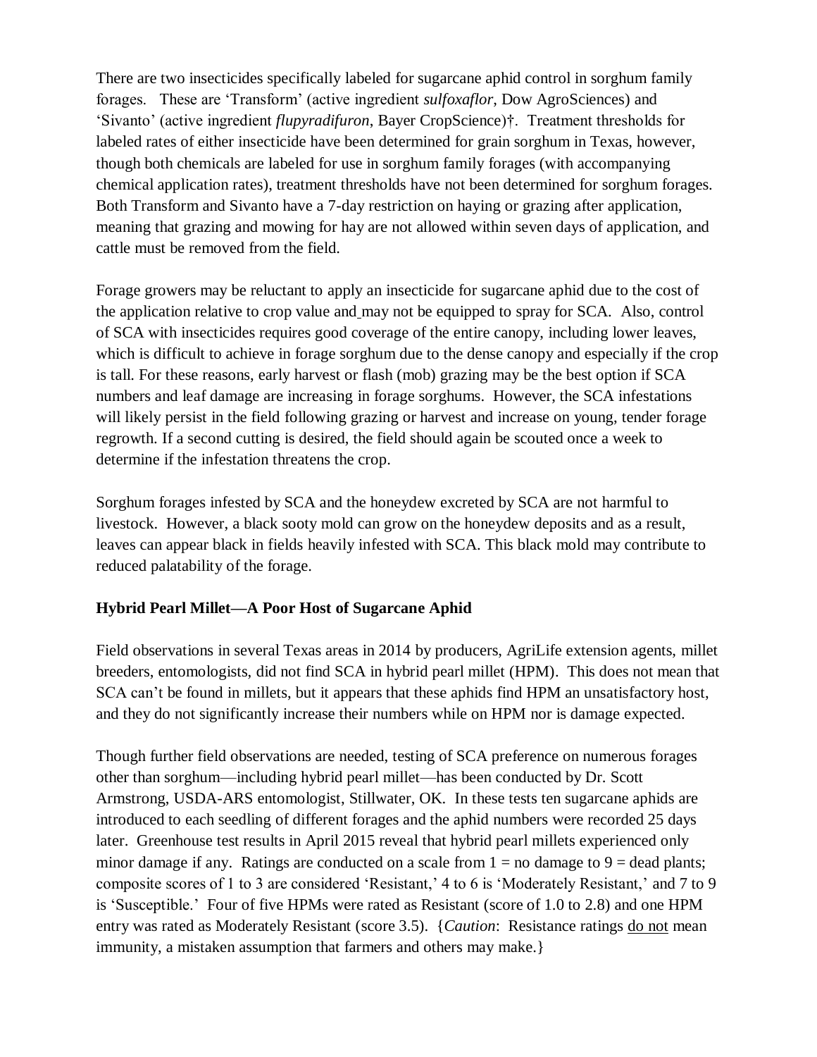There are two insecticides specifically labeled for sugarcane aphid control in sorghum family forages. These are 'Transform' (active ingredient *sulfoxaflor*, Dow AgroSciences) and 'Sivanto' (active ingredient *flupyradifuron*, Bayer CropScience)†. Treatment thresholds for labeled rates of either insecticide have been determined for grain sorghum in Texas, however, though both chemicals are labeled for use in sorghum family forages (with accompanying chemical application rates), treatment thresholds have not been determined for sorghum forages. Both Transform and Sivanto have a 7-day restriction on haying or grazing after application, meaning that grazing and mowing for hay are not allowed within seven days of application, and cattle must be removed from the field.

Forage growers may be reluctant to apply an insecticide for sugarcane aphid due to the cost of the application relative to crop value and may not be equipped to spray for SCA. Also, control of SCA with insecticides requires good coverage of the entire canopy, including lower leaves, which is difficult to achieve in forage sorghum due to the dense canopy and especially if the crop is tall. For these reasons, early harvest or flash (mob) grazing may be the best option if SCA numbers and leaf damage are increasing in forage sorghums. However, the SCA infestations will likely persist in the field following grazing or harvest and increase on young, tender forage regrowth. If a second cutting is desired, the field should again be scouted once a week to determine if the infestation threatens the crop.

Sorghum forages infested by SCA and the honeydew excreted by SCA are not harmful to livestock. However, a black sooty mold can grow on the honeydew deposits and as a result, leaves can appear black in fields heavily infested with SCA. This black mold may contribute to reduced palatability of the forage.

### Hybrid Pearl Millet—A Poor Host of Sugarcane Aphid

Field observations in several Texas areas in 2014 by producers, AgriLife extension agents, millet breeders, entomologists, did not find SCA in hybrid pearl millet (HPM). This does not mean that SCA can't be found in millets, but it appears that these aphids find HPM an unsatisfactory host, and they do not significantly increase their numbers while on HPM nor is damage expected.

Though further field observations are needed, testing of SCA preference on numerous forages other than sorghum—including hybrid pearl millet—has been conducted by Dr. Scott Armstrong, USDA-ARS entomologist, Stillwater, OK. In these tests ten sugarcane aphids are introduced to each seedling of different forages and the aphid numbers were recorded 25 days later. Greenhouse test results in April 2015 reveal that hybrid pearl millets experienced only minor damage if any. Ratings are conducted on a scale from 1 = no damage to 9 = dead plants; composite scores of 1 to 3 are considered 'Resistant,' 4 to 6 is 'Moderately Resistant,' and 7 to 9 is 'Susceptible.' Four of five HPMs were rated as Resistant (score of 1.0 to 2.8) and one HPM entry was rated as Moderately Resistant (score 3.5). {*Caution*: Resistance ratings do not mean immunity, a mistaken assumption that farmers and others may make.}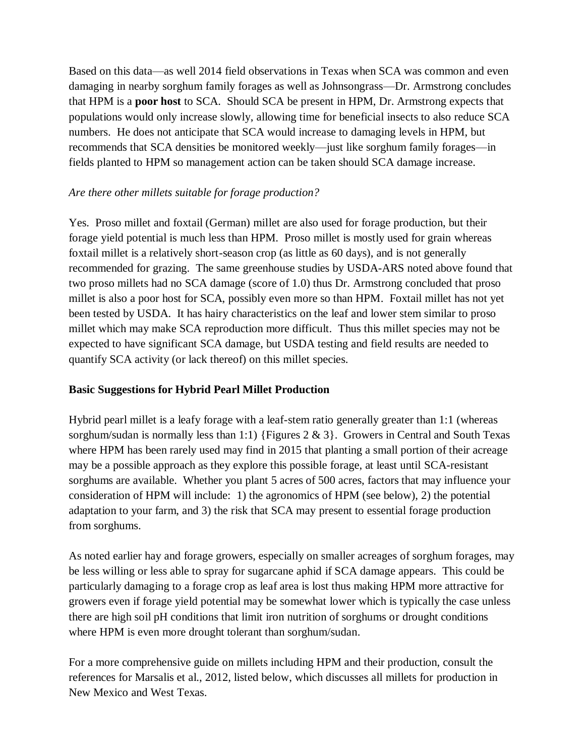Based on this data—as well 2014 field observations in Texas when SCA was common and even damaging in nearby sorghum family forages as well as Johnsongrass—Dr. Armstrong concludes that HPM is a **poor host** to SCA. Should SCA be present in HPM, Dr. Armstrong expects that populations would only increase slowly, allowing time for beneficial insects to also reduce SCA numbers. He does not anticipate that SCA would increase to damaging levels in HPM, but recommends that SCA densities be monitored weekly—just like sorghum family forages—in fields planted to HPM so management action can be taken should SCA damage increase.

*Are there other millets suitable for forage production?*

Yes. Proso millet and foxtail (German) millet are also used for forage production, but their forage yield potential is much less than HPM. Proso millet is mostly used for grain whereas foxtail millet is a relatively short-season crop (as little as 60 days), and is not generally recommended for grazing. The same greenhouse studies by USDA-ARS noted above found that two proso millets had no SCA damage (score of 1.0) thus Dr. Armstrong concluded that proso millet is also a poor host for SCA, possibly even more so than HPM. Foxtail millet has not yet been tested by USDA. It has hairy characteristics on the leaf and lower stem similar to proso millet which may make SCA reproduction more difficult. Thus this millet species may not be expected to have significant SCA damage, but USDA testing and field results are needed to quantify SCA activity (or lack thereof) on this millet species.

**Basic Suggestions for Hybrid Pearl Millet Production**

Hybrid pearl millet is a leafy forage with a leaf-stem ratio generally greater than 1:1 (whereas sorghum/sudan is normally less than 1:1) {Figures 2 & 3}. Growers in Central and South Texas where HPM has been rarely used may find in 2015 that planting a small portion of their acreage may be a possible approach as they explore this possible forage, at least until SCA-resistant sorghums are available. Whether you plant 5 acres of 500 acres, factors that may influence your consideration of HPM will include: 1) the agronomics of HPM (see below), 2) the potential adaptation to your farm, and 3) the risk that SCA may present to essential forage production from sorghums.

As noted earlier hay and forage growers, especially on smaller acreages of sorghum forages, may be less willing or less able to spray for sugarcane aphid if SCA damage appears. This could be particularly damaging to a forage crop as leaf area is lost thus making HPM more attractive for growers even if forage yield potential may be somewhat lower which is typically the case unless there are high soil pH conditions that limit iron nutrition of sorghums or drought conditions where HPM is even more drought tolerant than sorghum/sudan.

For a more comprehensive guide on millets including HPM and their production, consult the references for Marsalis et al., 2012, listed below, which discusses all millets for production in New Mexico and West Texas.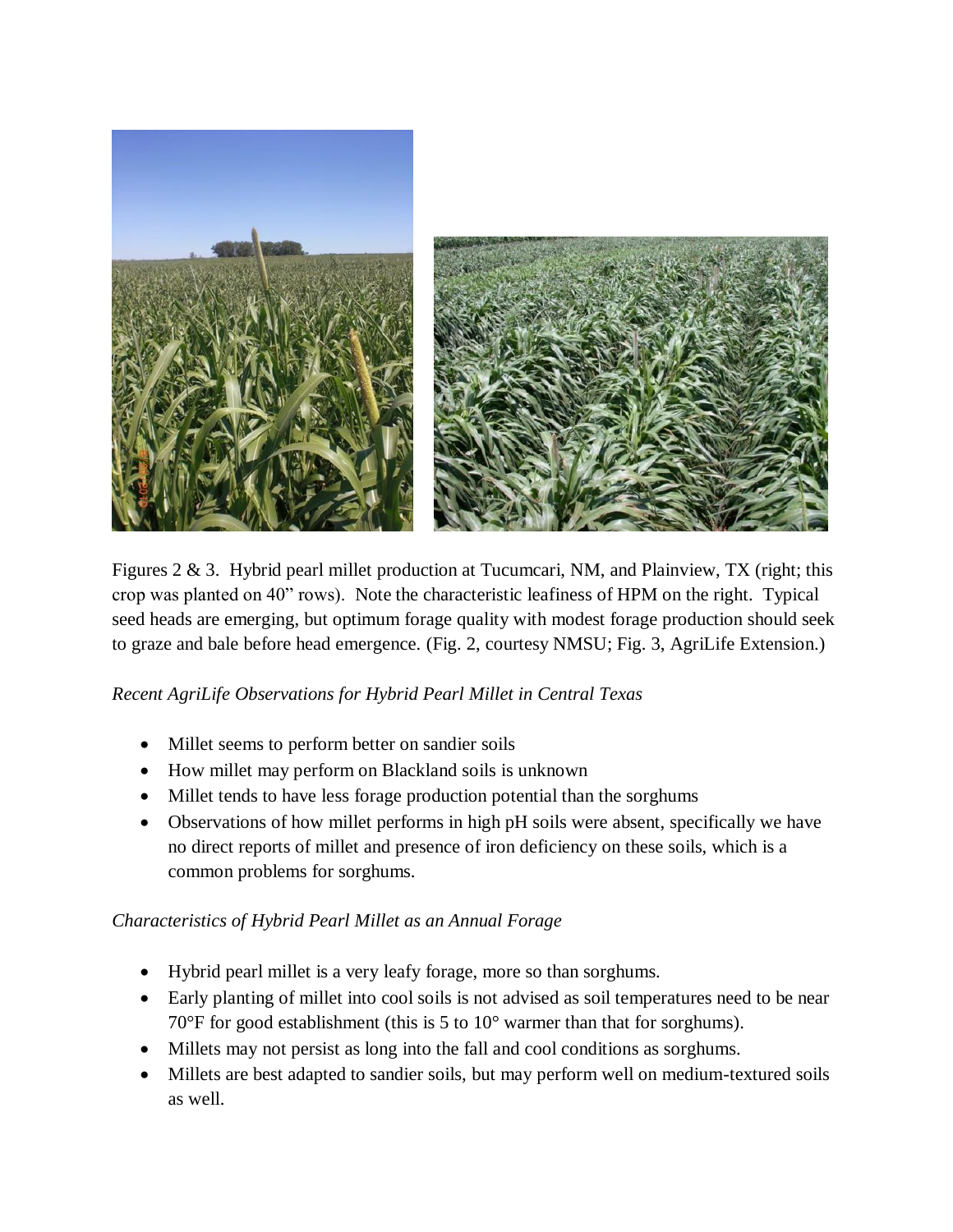Figures 2 & 3. Hybrid pearl millet production at Tucumcari, NM, and Plainview, TX (right; this crop was planted on 40" rows). Note the characteristic leafiness of HPM on the right. Typical seed heads are emerging, but optimum forage quality with modest forage production should seek to graze and bale before head emergence. (Fig. 2, courtesy NMSU; Fig. 3, AgriLife Extension.)

*Recent AgriLife Observations for Hybrid Pearl Millet in Central Texas*

- Millet seems to perform better on sandier soils
- How millet may perform on Blackland soils is unknown
- Millet tends to have less forage production potential than the sorghums
- Observations of how millet performs in high pH soils were absent, specifically we have no direct reports of millet and presence of iron deficiency on these soils, which is a common problems for sorghums.

*Characteristics of Hybrid Pearl Millet as an Annual Forage*

- Hybrid pearl millet is a very leafy forage, more so than sorghums.
- Early planting of millet into cool soils is not advised as soil temperatures need to be near 70°F for good establishment (this is 5 to 10° warmer than that for sorghums).
- Millets may not persist as long into the fall and cool conditions as sorghums.
- Millets are best adapted to sandier soils, but may perform well on medium-textured soils as well.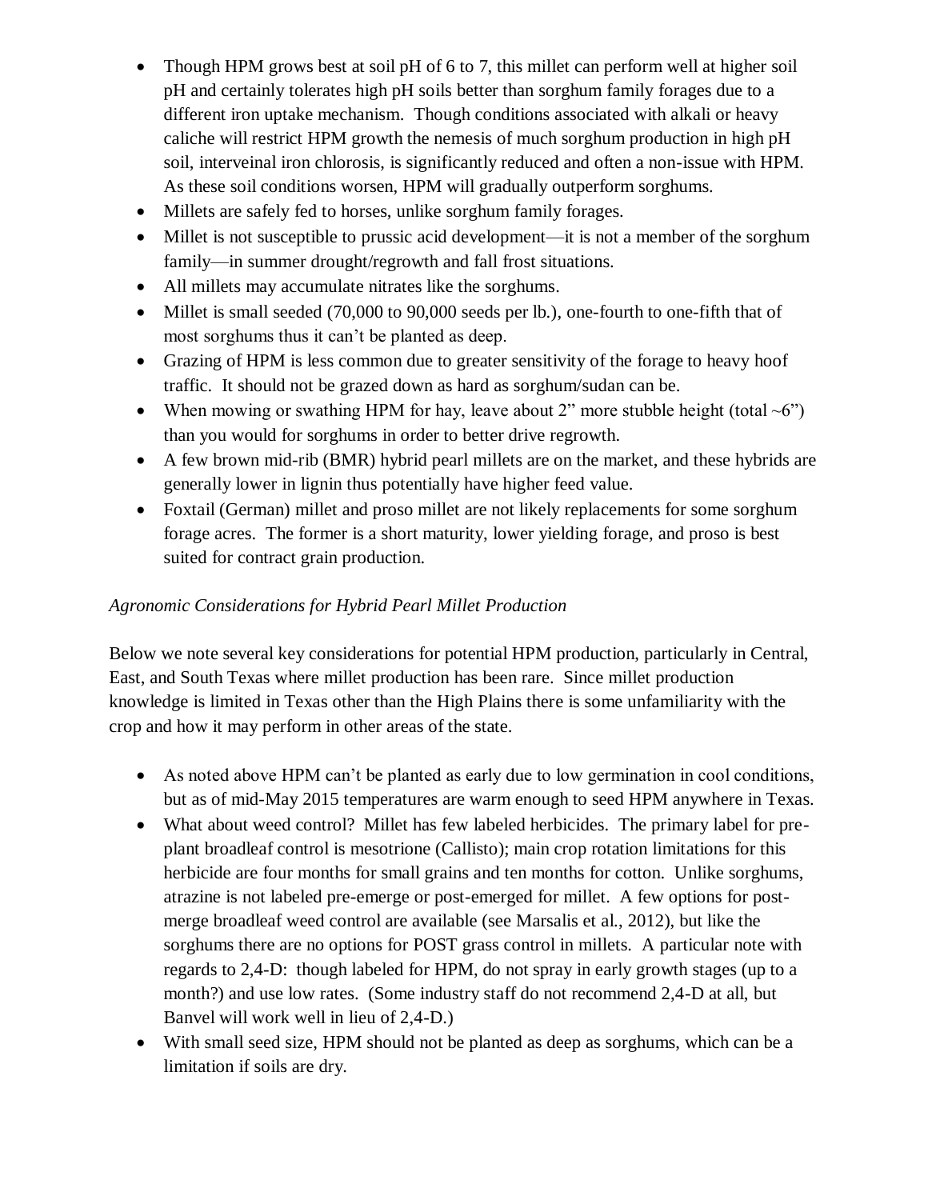- Though HPM grows best at soil pH of 6 to 7, this millet can perform well at higher soil pH and certainly tolerates high pH soils better than sorghum family forages due to a different iron uptake mechanism. Though conditions associated with alkali or heavy caliche will restrict HPM growth the nemesis of much sorghum production in high pH soil, interveinal iron chlorosis, is significantly reduced and often a non-issue with HPM. As these soil conditions worsen, HPM will gradually outperform sorghums.
- Millets are safely fed to horses, unlike sorghum family forages.
- Millet is not susceptible to prussic acid development—it is not a member of the sorghum family—in summer drought/regrowth and fall frost situations.
- All millets may accumulate nitrates like the sorghums.
- Millet is small seeded (70,000 to 90,000 seeds per lb.), one-fourth to one-fifth that of most sorghums thus it can't be planted as deep.
- Grazing of HPM is less common due to greater sensitivity of the forage to heavy hoof traffic. It should not be grazed down as hard as sorghum/sudan can be.
- When mowing or swathing HPM for hay, leave about 2" more stubble height (total ~6") than you would for sorghums in order to better drive regrowth.
- A few brown mid-rib (BMR) hybrid pearl millets are on the market, and these hybrids are generally lower in lignin thus potentially have higher feed value.
- Foxtail (German) millet and proso millet are not likely replacements for some sorghum forage acres. The former is a short maturity, lower yielding forage, and proso is best suited for contract grain production.

*Agronomic Considerations for Hybrid Pearl Millet Production*

Below we note several key considerations for potential HPM production, particularly in Central, East, and South Texas where millet production has been rare. Since millet production knowledge is limited in Texas other than the High Plains there is some unfamiliarity with the crop and how it may perform in other areas of the state.

- As noted above HPM can't be planted as early due to low germination in cool conditions, but as of mid-May 2015 temperatures are warm enough to seed HPM anywhere in Texas.
- What about weed control? Millet has few labeled herbicides. The primary label for pre-plant broadleaf control is mesotrione (Callisto); main crop rotation limitations for this herbicide are four months for small grains and ten months for cotton. Unlike sorghums, atrazine is not labeled pre-emerge or post-emerged for millet. A few options for post-merge broadleaf weed control are available (see Marsalis et al., 2012), but like the sorghums there are no options for POST grass control in millets. A particular note with regards to 2,4-D: though labeled for HPM, do not spray in early growth stages (up to a month?) and use low rates. (Some industry staff do not recommend 2,4-D at all, but Banvel will work well in lieu of 2,4-D.)
- With small seed size, HPM should not be planted as deep as sorghums, which can be a limitation if soils are dry.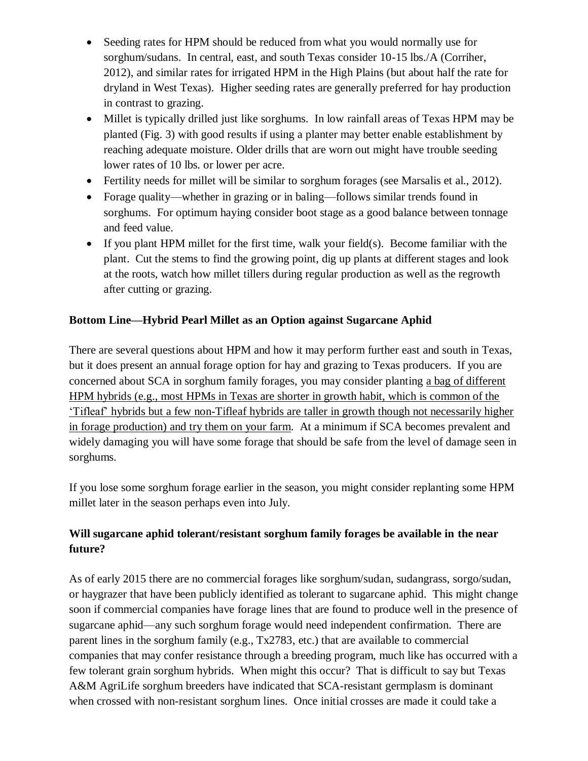- Seeding rates for HPM should be reduced from what you would normally use for sorghum/sudans. In central, east, and south Texas consider 10-15 lbs./A (Corriher, 2012), and similar rates for irrigated HPM in the High Plains (but about half the rate for dryland in West Texas). Higher seeding rates are generally preferred for hay production in contrast to grazing.
- Millet is typically drilled just like sorghums. In low rainfall areas of Texas HPM may be planted (Fig. 3) with good results if using a planter may better enable establishment by reaching adequate moisture. Older drills that are worn out might have trouble seeding lower rates of 10 lbs. or lower per acre.
- Fertility needs for millet will be similar to sorghum forages (see Marsalis et al., 2012).
- Forage quality—whether in grazing or in baling—follows similar trends found in sorghums. For optimum haying consider boot stage as a good balance between tonnage and feed value.
- If you plant HPM millet for the first time, walk your field(s). Become familiar with the plant. Cut the stems to find the growing point, dig up plants at different stages and look at the roots, watch how millet tillers during regular production as well as the regrowth after cutting or grazing.

**Bottom Line—Hybrid Pearl Millet as an Option against Sugarcane Aphid**

There are several questions about HPM and how it may perform further east and south in Texas, but it does present an annual forage option for hay and grazing to Texas producers. If you are concerned about SCA in sorghum family forages, you may consider planting <u>a bag of different HPM hybrids (e.g., most HPMs in Texas are shorter in growth habit, which is common of the 'Tifleaf' hybrids but a few non-Tifleaf hybrids are taller in growth though not necessarily higher in forage production) and try them on your farm</u>. At a minimum if SCA becomes prevalent and widely damaging you will have some forage that should be safe from the level of damage seen in sorghums.

If you lose some sorghum forage earlier in the season, you might consider replanting some HPM millet later in the season perhaps even into July.

**Will sugarcane aphid tolerant/resistant sorghum family forages be available in the near future?**

As of early 2015 there are no commercial forages like sorghum/sudan, sudangrass, sorgo/sudan, or haygrazer that have been publicly identified as tolerant to sugarcane aphid. This might change soon if commercial companies have forage lines that are found to produce well in the presence of sugarcane aphid—any such sorghum forage would need independent confirmation. There are parent lines in the sorghum family (e.g., Tx2783, etc.) that are available to commercial companies that may confer resistance through a breeding program, much like has occurred with a few tolerant grain sorghum hybrids. When might this occur? That is difficult to say but Texas A&M AgriLife sorghum breeders have indicated that SCA-resistant germplasm is dominant when crossed with non-resistant sorghum lines. Once initial crosses are made it could take a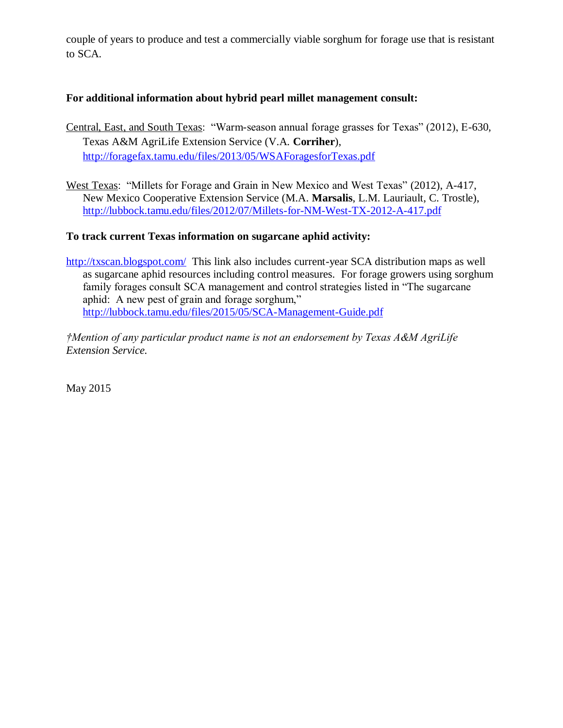couple of years to produce and test a commercially viable sorghum for forage use that is resistant to SCA.

**For additional information about hybrid pearl millet management consult:**

Central, East, and South Texas: "Warm-season annual forage grasses for Texas" (2012), E-630, Texas A&M AgriLife Extension Service (V.A. **Corriher**), http://foragefax.tamu.edu/files/2013/05/WSAForagesforTexas.pdf

West Texas: "Millets for Forage and Grain in New Mexico and West Texas" (2012), A-417, New Mexico Cooperative Extension Service (M.A. **Marsalis**, L.M. Lauriault, C. Trostle), http://lubbock.tamu.edu/files/2012/07/Millets-for-NM-West-TX-2012-A-417.pdf

**To track current Texas information on sugarcane aphid activity:**

http://txscan.blogspot.com/ This link also includes current-year SCA distribution maps as well as sugarcane aphid resources including control measures. For forage growers using sorghum family forages consult SCA management and control strategies listed in "The sugarcane aphid: A new pest of grain and forage sorghum," http://lubbock.tamu.edu/files/2015/05/SCA-Management-Guide.pdf

*†Mention of any particular product name is not an endorsement by Texas A&M AgriLife Extension Service.*

May 2015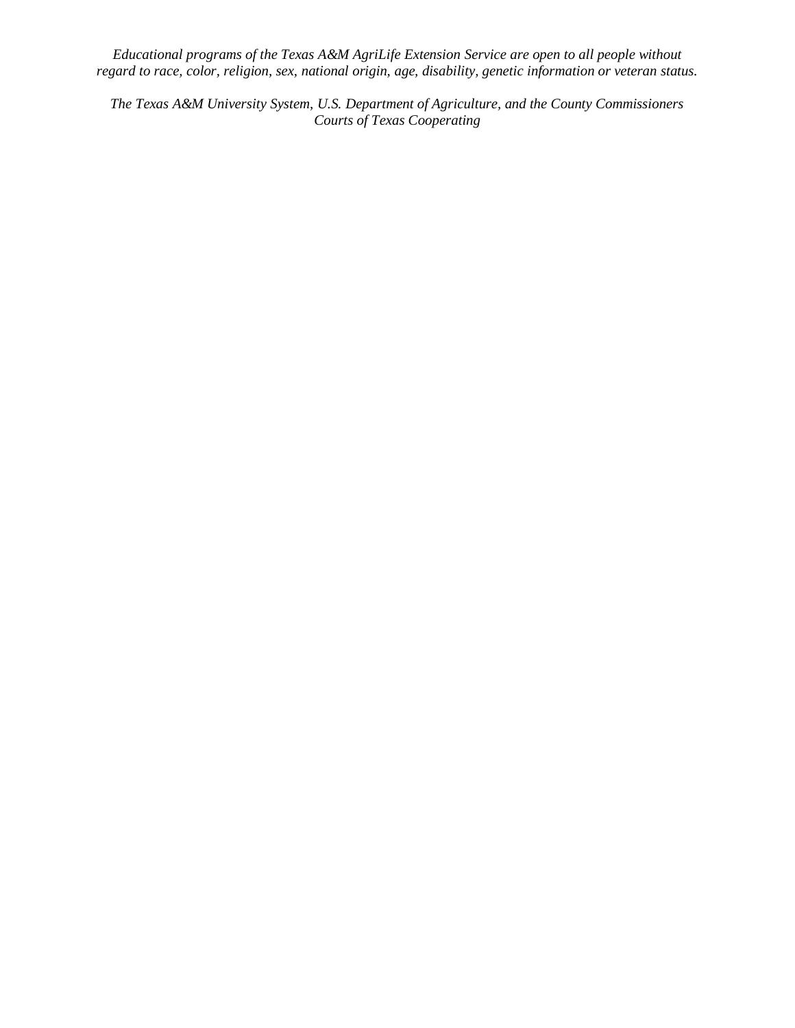*Educational programs of the Texas A&M AgriLife Extension Service are open to all people without regard to race, color, religion, sex, national origin, age, disability, genetic information or veteran status.*

*The Texas A&M University System, U.S. Department of Agriculture, and the County Commissioners Courts of Texas Cooperating*